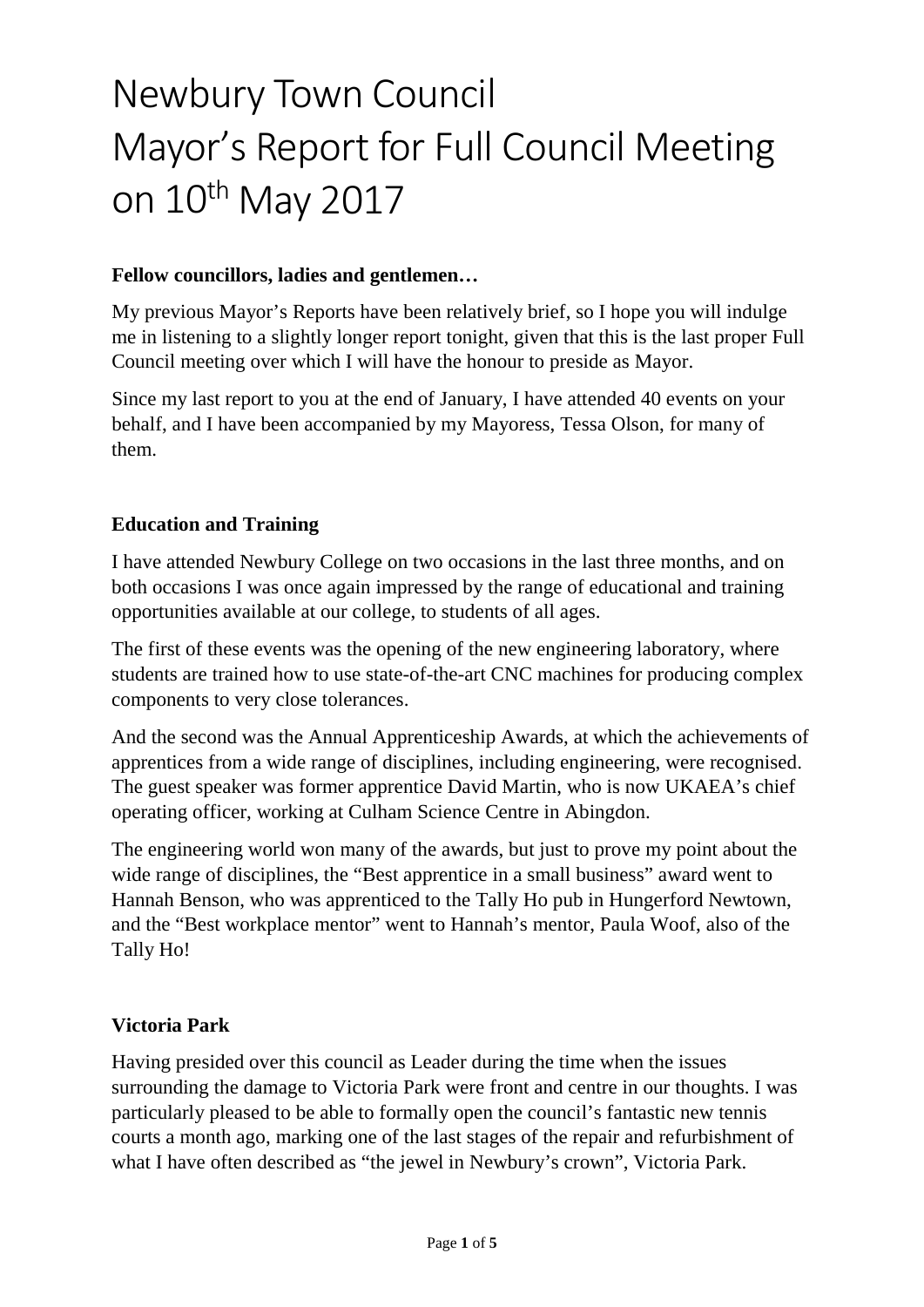# Newbury Town Council
# Mayor's Report for Full Council Meeting on 10th May 2017

**Fellow councillors, ladies and gentlemen…**

My previous Mayor's Reports have been relatively brief, so I hope you will indulge me in listening to a slightly longer report tonight, given that this is the last proper Full Council meeting over which I will have the honour to preside as Mayor.

Since my last report to you at the end of January, I have attended 40 events on your behalf, and I have been accompanied by my Mayoress, Tessa Olson, for many of them.

**Education and Training**

I have attended Newbury College on two occasions in the last three months, and on both occasions I was once again impressed by the range of educational and training opportunities available at our college, to students of all ages.

The first of these events was the opening of the new engineering laboratory, where students are trained how to use state-of-the-art CNC machines for producing complex components to very close tolerances.

And the second was the Annual Apprenticeship Awards, at which the achievements of apprentices from a wide range of disciplines, including engineering, were recognised. The guest speaker was former apprentice David Martin, who is now UKAEA's chief operating officer, working at Culham Science Centre in Abingdon.

The engineering world won many of the awards, but just to prove my point about the wide range of disciplines, the "Best apprentice in a small business" award went to Hannah Benson, who was apprenticed to the Tally Ho pub in Hungerford Newtown, and the "Best workplace mentor" went to Hannah's mentor, Paula Woof, also of the Tally Ho!

**Victoria Park**

Having presided over this council as Leader during the time when the issues surrounding the damage to Victoria Park were front and centre in our thoughts. I was particularly pleased to be able to formally open the council's fantastic new tennis courts a month ago, marking one of the last stages of the repair and refurbishment of what I have often described as "the jewel in Newbury's crown", Victoria Park.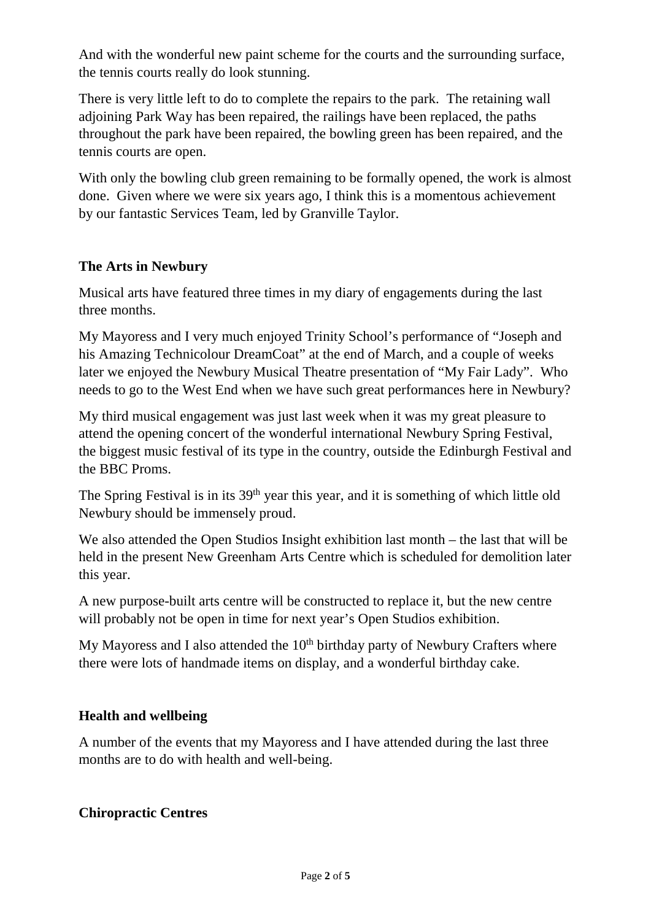And with the wonderful new paint scheme for the courts and the surrounding surface, the tennis courts really do look stunning.

There is very little left to do to complete the repairs to the park. The retaining wall adjoining Park Way has been repaired, the railings have been replaced, the paths throughout the park have been repaired, the bowling green has been repaired, and the tennis courts are open.

With only the bowling club green remaining to be formally opened, the work is almost done. Given where we were six years ago, I think this is a momentous achievement by our fantastic Services Team, led by Granville Taylor.

**The Arts in Newbury**

Musical arts have featured three times in my diary of engagements during the last three months.

My Mayoress and I very much enjoyed Trinity School's performance of "Joseph and his Amazing Technicolour DreamCoat" at the end of March, and a couple of weeks later we enjoyed the Newbury Musical Theatre presentation of "My Fair Lady". Who needs to go to the West End when we have such great performances here in Newbury?

My third musical engagement was just last week when it was my great pleasure to attend the opening concert of the wonderful international Newbury Spring Festival, the biggest music festival of its type in the country, outside the Edinburgh Festival and the BBC Proms.

The Spring Festival is in its 39th year this year, and it is something of which little old Newbury should be immensely proud.

We also attended the Open Studios Insight exhibition last month – the last that will be held in the present New Greenham Arts Centre which is scheduled for demolition later this year.

A new purpose-built arts centre will be constructed to replace it, but the new centre will probably not be open in time for next year's Open Studios exhibition.

My Mayoress and I also attended the 10th birthday party of Newbury Crafters where there were lots of handmade items on display, and a wonderful birthday cake.

**Health and wellbeing**

A number of the events that my Mayoress and I have attended during the last three months are to do with health and well-being.

**Chiropractic Centres**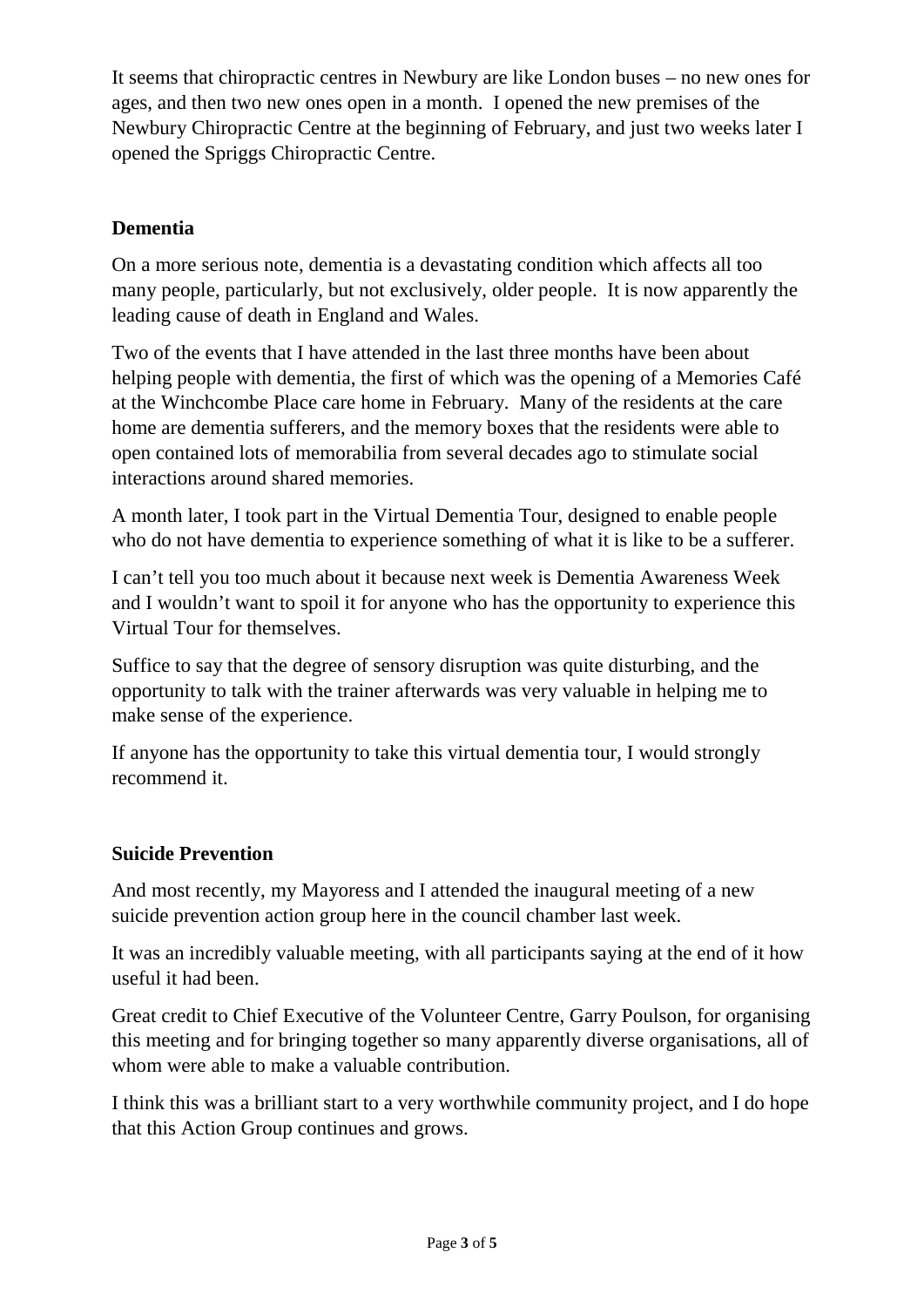It seems that chiropractic centres in Newbury are like London buses – no new ones for ages, and then two new ones open in a month. I opened the new premises of the Newbury Chiropractic Centre at the beginning of February, and just two weeks later I opened the Spriggs Chiropractic Centre.

## Dementia

On a more serious note, dementia is a devastating condition which affects all too many people, particularly, but not exclusively, older people. It is now apparently the leading cause of death in England and Wales.

Two of the events that I have attended in the last three months have been about helping people with dementia, the first of which was the opening of a Memories Café at the Winchcombe Place care home in February. Many of the residents at the care home are dementia sufferers, and the memory boxes that the residents were able to open contained lots of memorabilia from several decades ago to stimulate social interactions around shared memories.

A month later, I took part in the Virtual Dementia Tour, designed to enable people who do not have dementia to experience something of what it is like to be a sufferer.

I can't tell you too much about it because next week is Dementia Awareness Week and I wouldn't want to spoil it for anyone who has the opportunity to experience this Virtual Tour for themselves.

Suffice to say that the degree of sensory disruption was quite disturbing, and the opportunity to talk with the trainer afterwards was very valuable in helping me to make sense of the experience.

If anyone has the opportunity to take this virtual dementia tour, I would strongly recommend it.

## Suicide Prevention

And most recently, my Mayoress and I attended the inaugural meeting of a new suicide prevention action group here in the council chamber last week.

It was an incredibly valuable meeting, with all participants saying at the end of it how useful it had been.

Great credit to Chief Executive of the Volunteer Centre, Garry Poulson, for organising this meeting and for bringing together so many apparently diverse organisations, all of whom were able to make a valuable contribution.

I think this was a brilliant start to a very worthwhile community project, and I do hope that this Action Group continues and grows.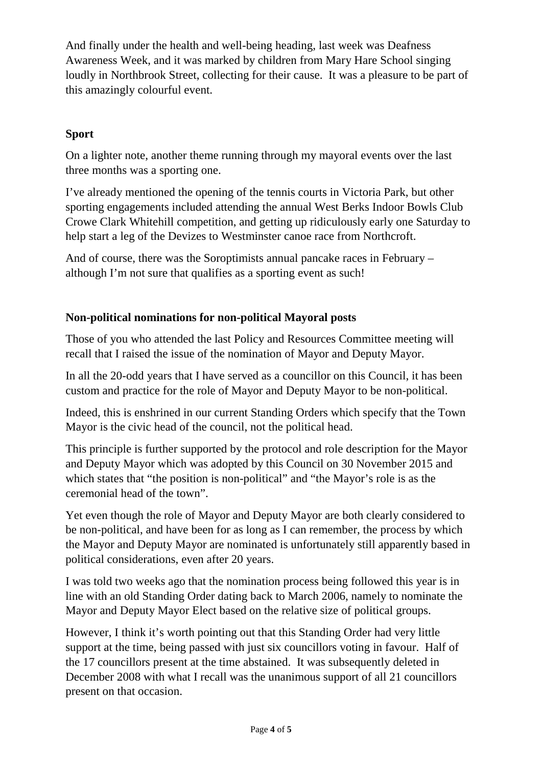And finally under the health and well-being heading, last week was Deafness Awareness Week, and it was marked by children from Mary Hare School singing loudly in Northbrook Street, collecting for their cause. It was a pleasure to be part of this amazingly colourful event.

## Sport

On a lighter note, another theme running through my mayoral events over the last three months was a sporting one.

I've already mentioned the opening of the tennis courts in Victoria Park, but other sporting engagements included attending the annual West Berks Indoor Bowls Club Crowe Clark Whitehill competition, and getting up ridiculously early one Saturday to help start a leg of the Devizes to Westminster canoe race from Northcroft.

And of course, there was the Soroptimists annual pancake races in February – although I'm not sure that qualifies as a sporting event as such!

## Non-political nominations for non-political Mayoral posts

Those of you who attended the last Policy and Resources Committee meeting will recall that I raised the issue of the nomination of Mayor and Deputy Mayor.

In all the 20-odd years that I have served as a councillor on this Council, it has been custom and practice for the role of Mayor and Deputy Mayor to be non-political.

Indeed, this is enshrined in our current Standing Orders which specify that the Town Mayor is the civic head of the council, not the political head.

This principle is further supported by the protocol and role description for the Mayor and Deputy Mayor which was adopted by this Council on 30 November 2015 and which states that "the position is non-political" and "the Mayor's role is as the ceremonial head of the town".

Yet even though the role of Mayor and Deputy Mayor are both clearly considered to be non-political, and have been for as long as I can remember, the process by which the Mayor and Deputy Mayor are nominated is unfortunately still apparently based in political considerations, even after 20 years.

I was told two weeks ago that the nomination process being followed this year is in line with an old Standing Order dating back to March 2006, namely to nominate the Mayor and Deputy Mayor Elect based on the relative size of political groups.

However, I think it's worth pointing out that this Standing Order had very little support at the time, being passed with just six councillors voting in favour. Half of the 17 councillors present at the time abstained. It was subsequently deleted in December 2008 with what I recall was the unanimous support of all 21 councillors present on that occasion.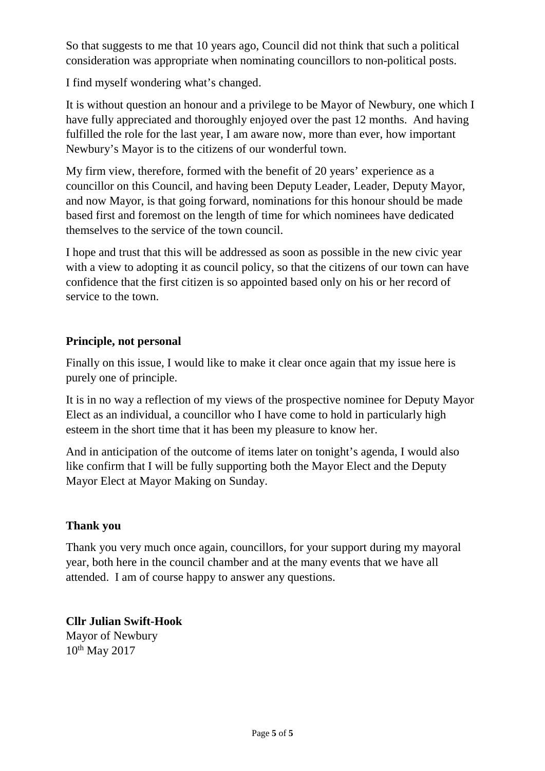So that suggests to me that 10 years ago, Council did not think that such a political consideration was appropriate when nominating councillors to non-political posts.

I find myself wondering what's changed.

It is without question an honour and a privilege to be Mayor of Newbury, one which I have fully appreciated and thoroughly enjoyed over the past 12 months. And having fulfilled the role for the last year, I am aware now, more than ever, how important Newbury's Mayor is to the citizens of our wonderful town.

My firm view, therefore, formed with the benefit of 20 years' experience as a councillor on this Council, and having been Deputy Leader, Leader, Deputy Mayor, and now Mayor, is that going forward, nominations for this honour should be made based first and foremost on the length of time for which nominees have dedicated themselves to the service of the town council.

I hope and trust that this will be addressed as soon as possible in the new civic year with a view to adopting it as council policy, so that the citizens of our town can have confidence that the first citizen is so appointed based only on his or her record of service to the town.

**Principle, not personal**

Finally on this issue, I would like to make it clear once again that my issue here is purely one of principle.

It is in no way a reflection of my views of the prospective nominee for Deputy Mayor Elect as an individual, a councillor who I have come to hold in particularly high esteem in the short time that it has been my pleasure to know her.

And in anticipation of the outcome of items later on tonight's agenda, I would also like confirm that I will be fully supporting both the Mayor Elect and the Deputy Mayor Elect at Mayor Making on Sunday.

**Thank you**

Thank you very much once again, councillors, for your support during my mayoral year, both here in the council chamber and at the many events that we have all attended. I am of course happy to answer any questions.

**Cllr Julian Swift-Hook**
Mayor of Newbury
10th May 2017